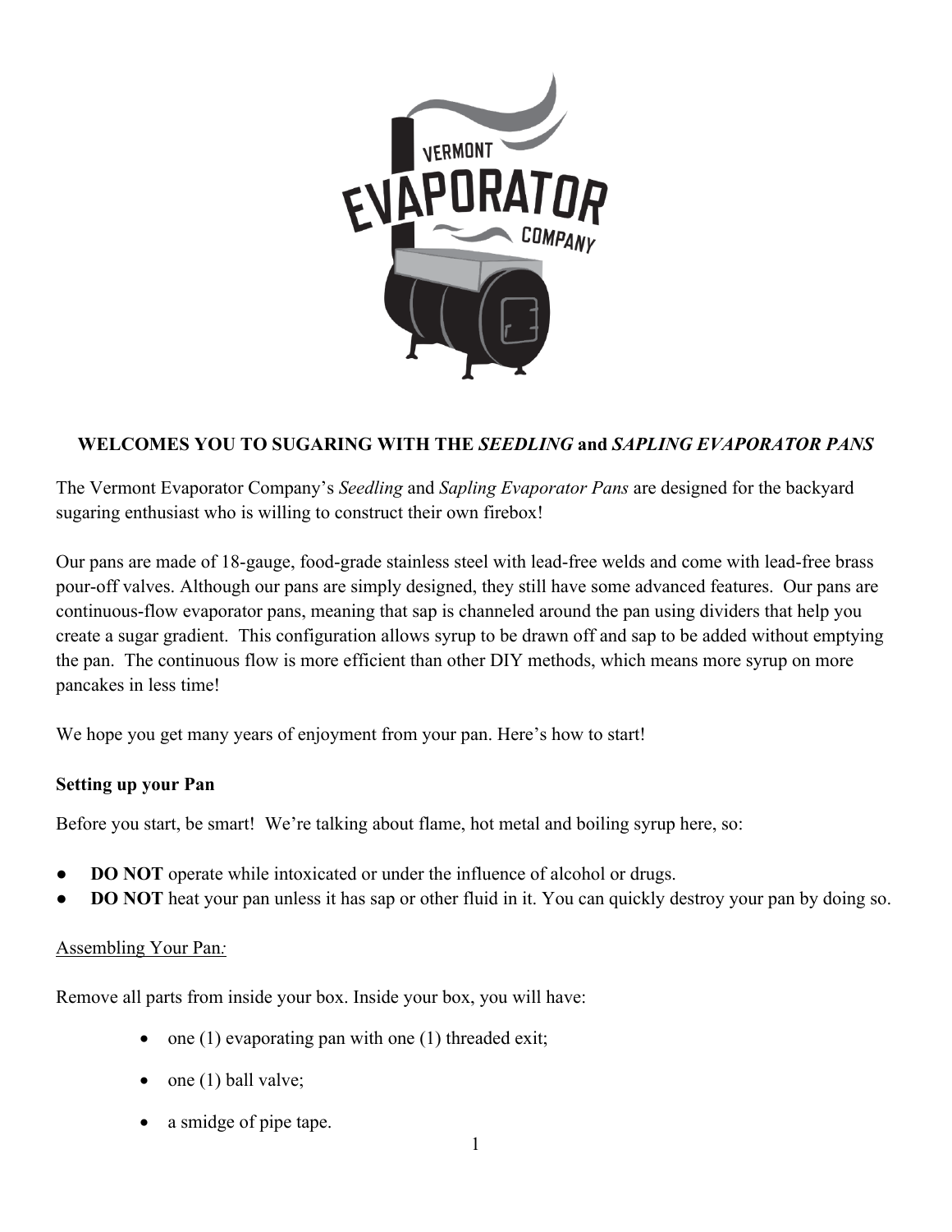VERMONT EVAPORATOR COMPANY

**WELCOMES YOU TO SUGARING WITH THE *SEEDLING* and *SAPLING EVAPORATOR PANS***

The Vermont Evaporator Company's *Seedling* and *Sapling Evaporator Pans* are designed for the backyard sugaring enthusiast who is willing to construct their own firebox!

Our pans are made of 18-gauge, food-grade stainless steel with lead-free welds and come with lead-free brass pour-off valves. Although our pans are simply designed, they still have some advanced features. Our pans are continuous-flow evaporator pans, meaning that sap is channeled around the pan using dividers that help you create a sugar gradient. This configuration allows syrup to be drawn off and sap to be added without emptying the pan. The continuous flow is more efficient than other DIY methods, which means more syrup on more pancakes in less time!

We hope you get many years of enjoyment from your pan. Here's how to start!

**Setting up your Pan**

Before you start, be smart! We're talking about flame, hot metal and boiling syrup here, so:

- **DO NOT** operate while intoxicated or under the influence of alcohol or drugs.
- **DO NOT** heat your pan unless it has sap or other fluid in it. You can quickly destroy your pan by doing so.

<u>Assembling Your Pan</u>*:*

Remove all parts from inside your box. Inside your box, you will have:

- one (1) evaporating pan with one (1) threaded exit;
- one (1) ball valve;
- a smidge of pipe tape.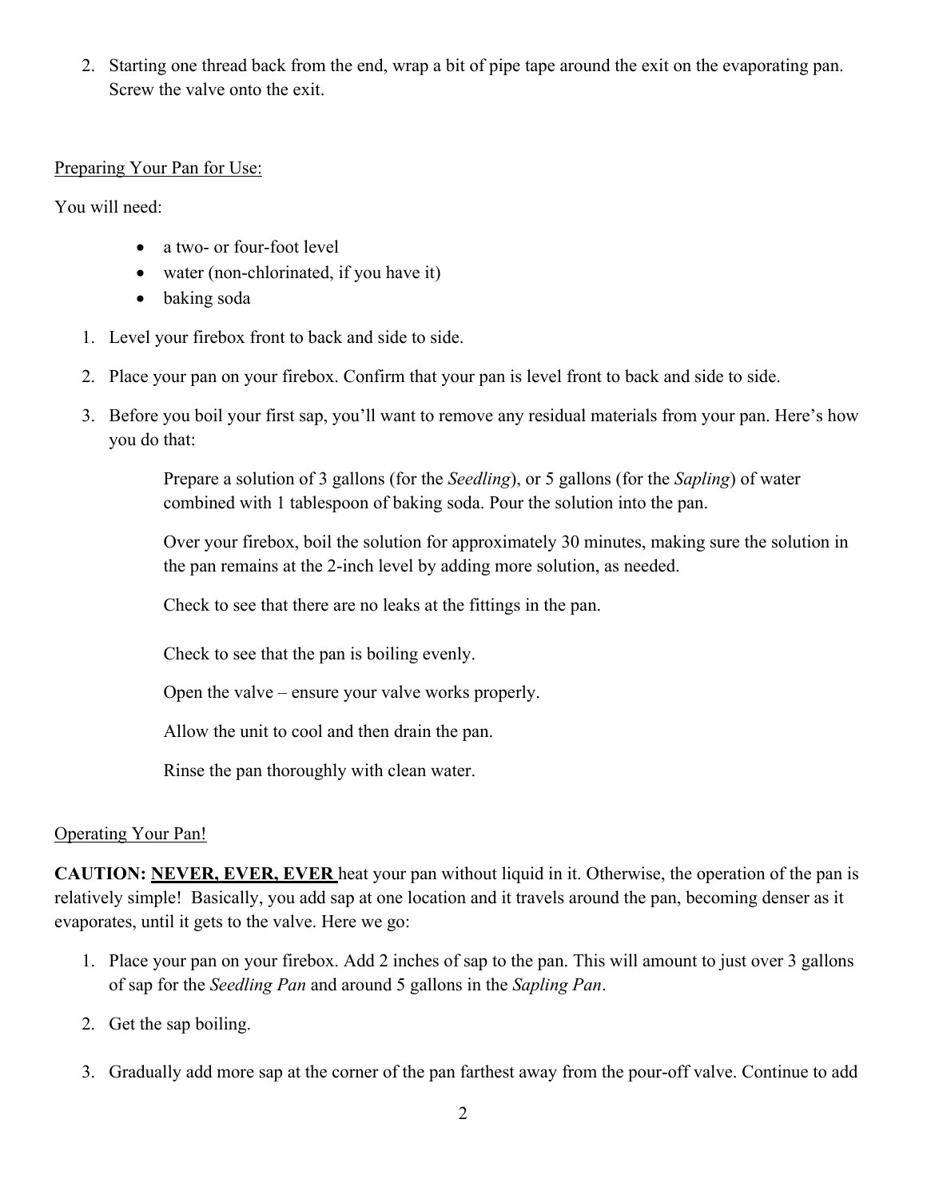2. Starting one thread back from the end, wrap a bit of pipe tape around the exit on the evaporating pan. Screw the valve onto the exit.

Preparing Your Pan for Use:

You will need:

- a two- or four-foot level
- water (non-chlorinated, if you have it)
- baking soda

1. Level your firebox front to back and side to side.
2. Place your pan on your firebox. Confirm that your pan is level front to back and side to side.
3. Before you boil your first sap, you'll want to remove any residual materials from your pan. Here's how you do that:

   Prepare a solution of 3 gallons (for the *Seedling*), or 5 gallons (for the *Sapling*) of water combined with 1 tablespoon of baking soda. Pour the solution into the pan.

   Over your firebox, boil the solution for approximately 30 minutes, making sure the solution in the pan remains at the 2-inch level by adding more solution, as needed.

   Check to see that there are no leaks at the fittings in the pan.

   Check to see that the pan is boiling evenly.

   Open the valve – ensure your valve works properly.

   Allow the unit to cool and then drain the pan.

   Rinse the pan thoroughly with clean water.

Operating Your Pan!

**CAUTION: NEVER, EVER, EVER** heat your pan without liquid in it. Otherwise, the operation of the pan is relatively simple! Basically, you add sap at one location and it travels around the pan, becoming denser as it evaporates, until it gets to the valve. Here we go:

1. Place your pan on your firebox. Add 2 inches of sap to the pan. This will amount to just over 3 gallons of sap for the *Seedling Pan* and around 5 gallons in the *Sapling Pan*.
2. Get the sap boiling.
3. Gradually add more sap at the corner of the pan farthest away from the pour-off valve. Continue to add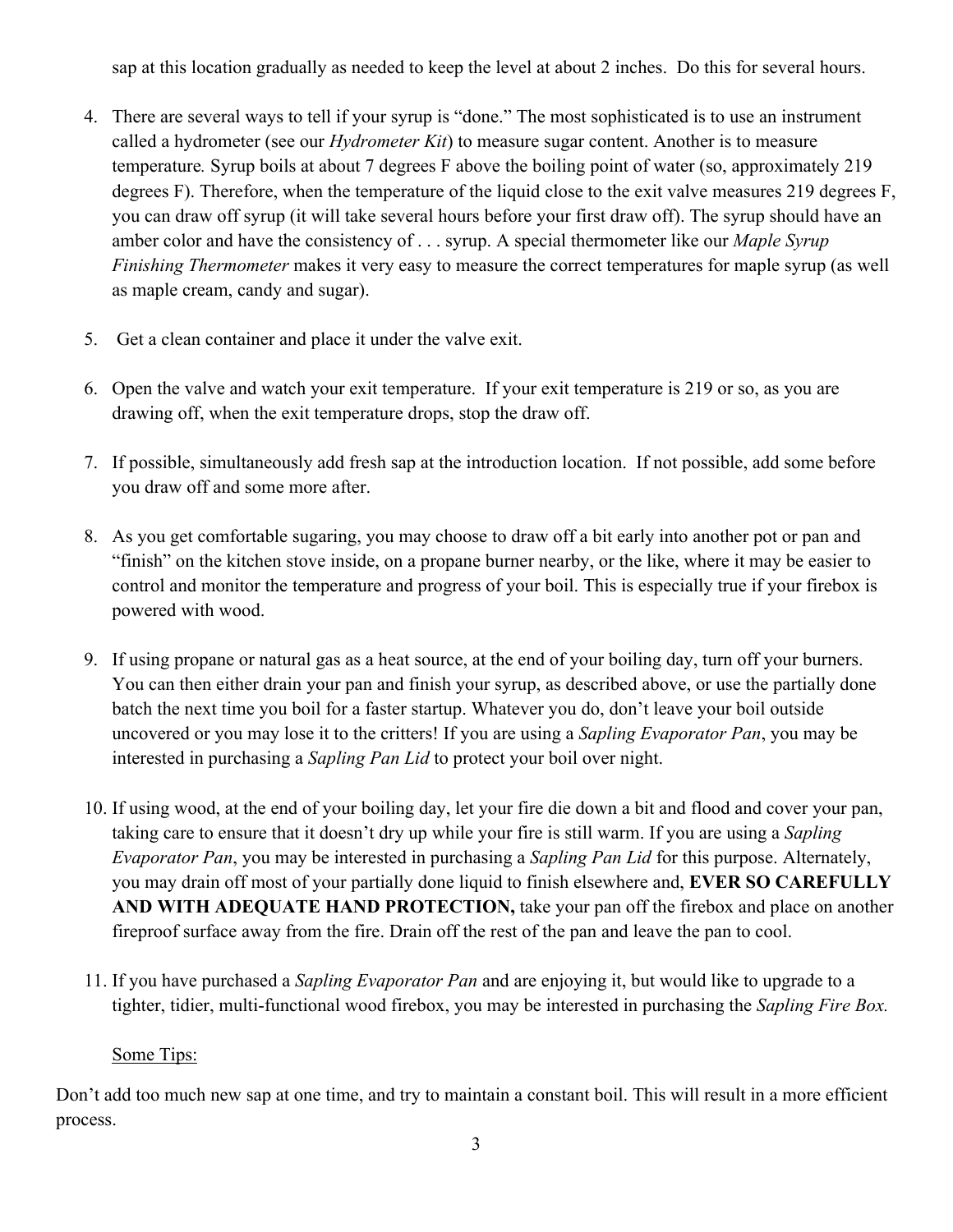sap at this location gradually as needed to keep the level at about 2 inches. Do this for several hours.

4. There are several ways to tell if your syrup is "done." The most sophisticated is to use an instrument called a hydrometer (see our *Hydrometer Kit*) to measure sugar content. Another is to measure temperature. Syrup boils at about 7 degrees F above the boiling point of water (so, approximately 219 degrees F). Therefore, when the temperature of the liquid close to the exit valve measures 219 degrees F, you can draw off syrup (it will take several hours before your first draw off). The syrup should have an amber color and have the consistency of . . . syrup. A special thermometer like our *Maple Syrup Finishing Thermometer* makes it very easy to measure the correct temperatures for maple syrup (as well as maple cream, candy and sugar).

5. Get a clean container and place it under the valve exit.

6. Open the valve and watch your exit temperature. If your exit temperature is 219 or so, as you are drawing off, when the exit temperature drops, stop the draw off.

7. If possible, simultaneously add fresh sap at the introduction location. If not possible, add some before you draw off and some more after.

8. As you get comfortable sugaring, you may choose to draw off a bit early into another pot or pan and "finish" on the kitchen stove inside, on a propane burner nearby, or the like, where it may be easier to control and monitor the temperature and progress of your boil. This is especially true if your firebox is powered with wood.

9. If using propane or natural gas as a heat source, at the end of your boiling day, turn off your burners. You can then either drain your pan and finish your syrup, as described above, or use the partially done batch the next time you boil for a faster startup. Whatever you do, don't leave your boil outside uncovered or you may lose it to the critters! If you are using a *Sapling Evaporator Pan*, you may be interested in purchasing a *Sapling Pan Lid* to protect your boil over night.

10. If using wood, at the end of your boiling day, let your fire die down a bit and flood and cover your pan, taking care to ensure that it doesn't dry up while your fire is still warm. If you are using a *Sapling Evaporator Pan*, you may be interested in purchasing a *Sapling Pan Lid* for this purpose. Alternately, you may drain off most of your partially done liquid to finish elsewhere and, **EVER SO CAREFULLY AND WITH ADEQUATE HAND PROTECTION,** take your pan off the firebox and place on another fireproof surface away from the fire. Drain off the rest of the pan and leave the pan to cool.

11. If you have purchased a *Sapling Evaporator Pan* and are enjoying it, but would like to upgrade to a tighter, tidier, multi-functional wood firebox, you may be interested in purchasing the *Sapling Fire Box.*

<u>Some Tips:</u>

Don't add too much new sap at one time, and try to maintain a constant boil. This will result in a more efficient process.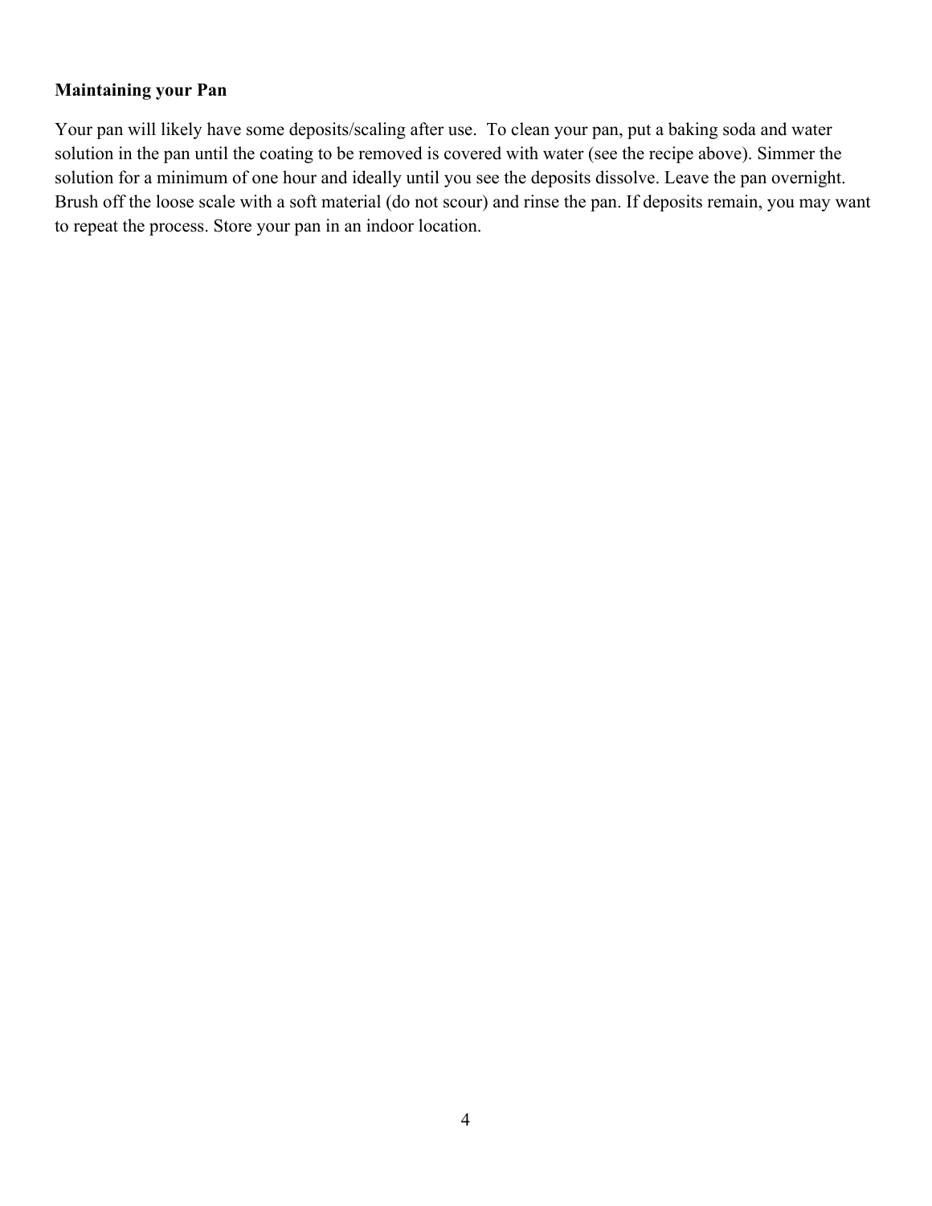**Maintaining your Pan**

Your pan will likely have some deposits/scaling after use.  To clean your pan, put a baking soda and water solution in the pan until the coating to be removed is covered with water (see the recipe above). Simmer the solution for a minimum of one hour and ideally until you see the deposits dissolve. Leave the pan overnight. Brush off the loose scale with a soft material (do not scour) and rinse the pan. If deposits remain, you may want to repeat the process. Store your pan in an indoor location.